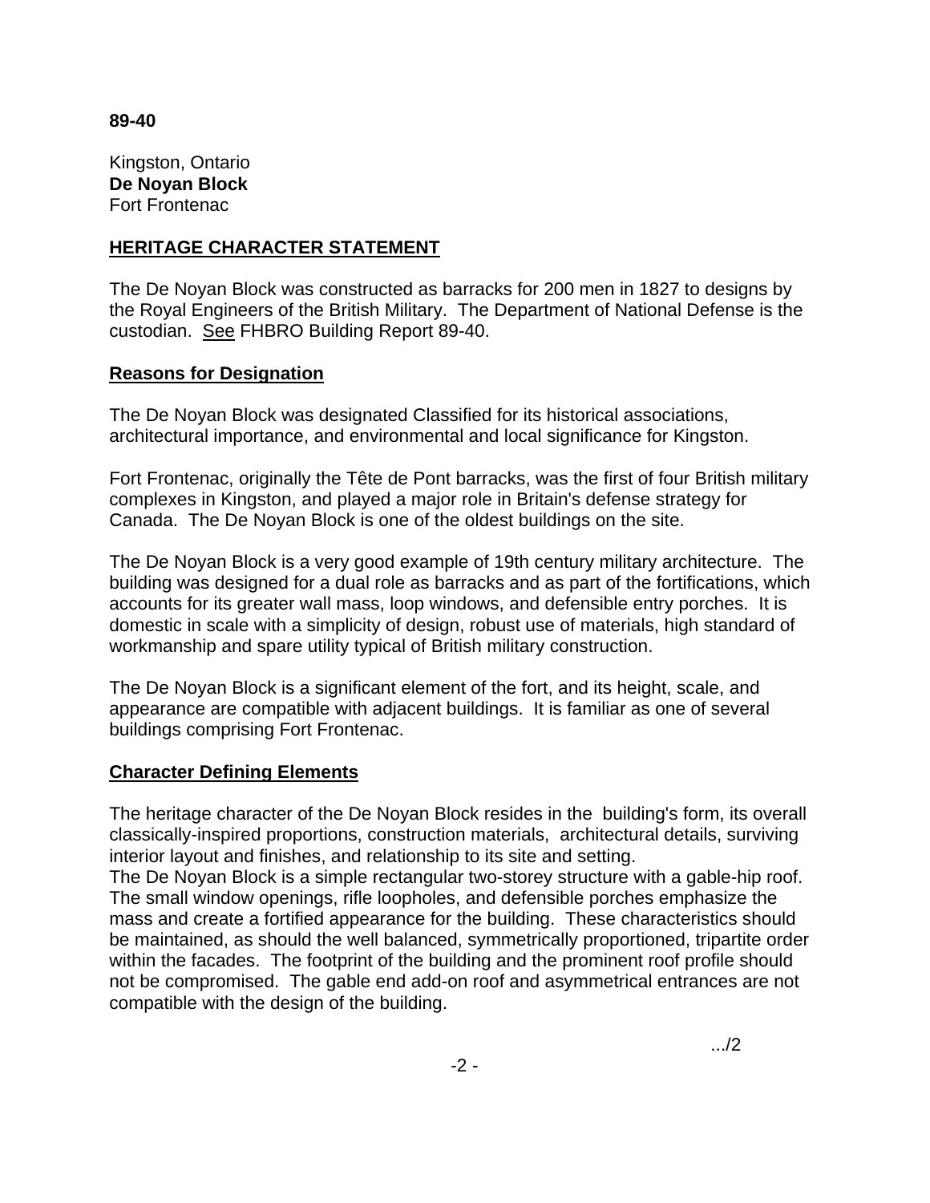**89-40**

Kingston, Ontario
**De Noyan Block**
Fort Frontenac

## HERITAGE CHARACTER STATEMENT

The De Noyan Block was constructed as barracks for 200 men in 1827 to designs by the Royal Engineers of the British Military. The Department of National Defense is the custodian. See FHBRO Building Report 89-40.

### Reasons for Designation

The De Noyan Block was designated Classified for its historical associations, architectural importance, and environmental and local significance for Kingston.

Fort Frontenac, originally the Tête de Pont barracks, was the first of four British military complexes in Kingston, and played a major role in Britain's defense strategy for Canada. The De Noyan Block is one of the oldest buildings on the site.

The De Noyan Block is a very good example of 19th century military architecture. The building was designed for a dual role as barracks and as part of the fortifications, which accounts for its greater wall mass, loop windows, and defensible entry porches. It is domestic in scale with a simplicity of design, robust use of materials, high standard of workmanship and spare utility typical of British military construction.

The De Noyan Block is a significant element of the fort, and its height, scale, and appearance are compatible with adjacent buildings. It is familiar as one of several buildings comprising Fort Frontenac.

### Character Defining Elements

The heritage character of the De Noyan Block resides in the building's form, its overall classically-inspired proportions, construction materials, architectural details, surviving interior layout and finishes, and relationship to its site and setting.
The De Noyan Block is a simple rectangular two-storey structure with a gable-hip roof. The small window openings, rifle loopholes, and defensible porches emphasize the mass and create a fortified appearance for the building. These characteristics should be maintained, as should the well balanced, symmetrically proportioned, tripartite order within the facades. The footprint of the building and the prominent roof profile should not be compromised. The gable end add-on roof and asymmetrical entrances are not compatible with the design of the building.

.../2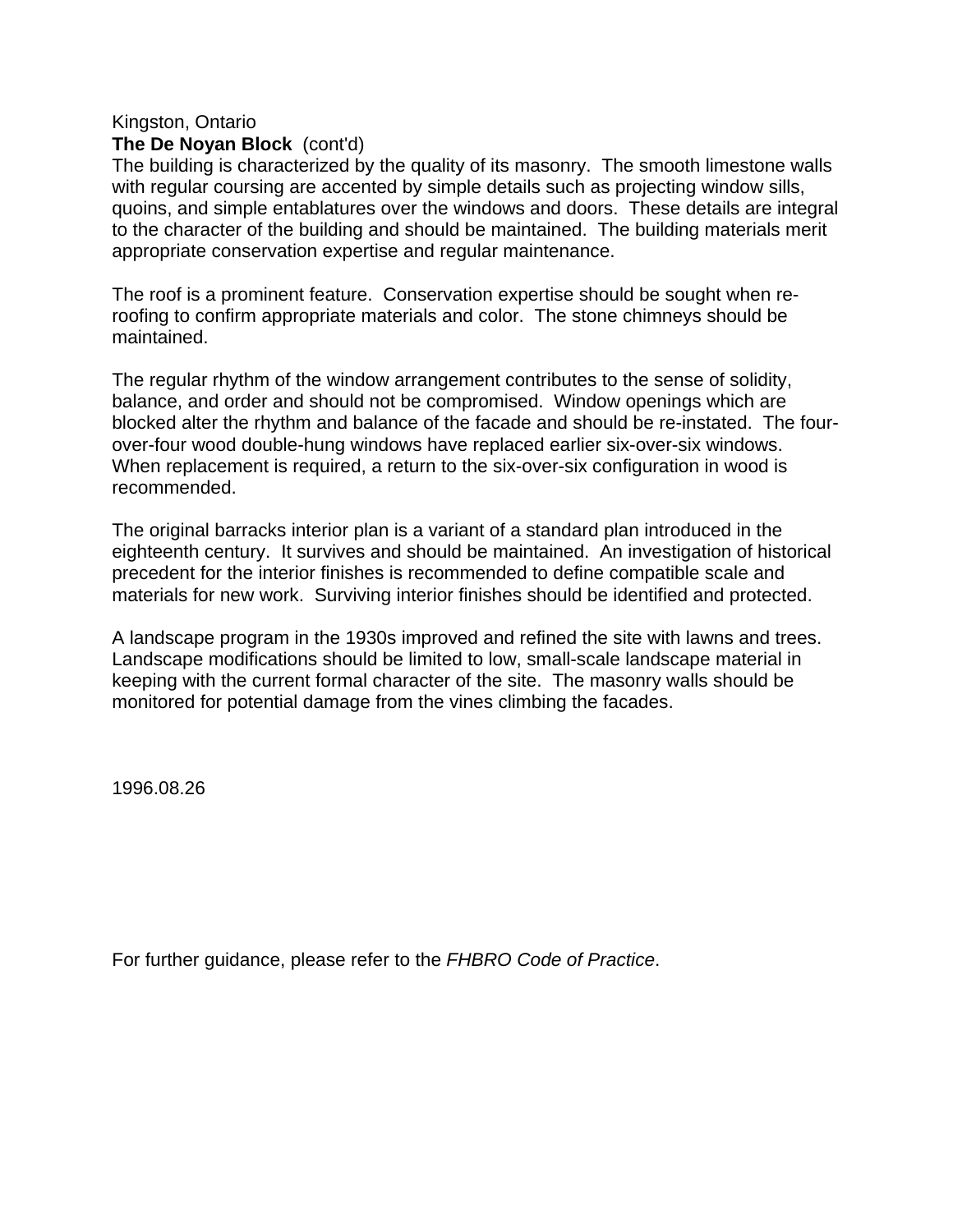Kingston, Ontario

**The De Noyan Block** (cont'd)

The building is characterized by the quality of its masonry. The smooth limestone walls with regular coursing are accented by simple details such as projecting window sills, quoins, and simple entablatures over the windows and doors. These details are integral to the character of the building and should be maintained. The building materials merit appropriate conservation expertise and regular maintenance.

The roof is a prominent feature. Conservation expertise should be sought when re-roofing to confirm appropriate materials and color. The stone chimneys should be maintained.

The regular rhythm of the window arrangement contributes to the sense of solidity, balance, and order and should not be compromised. Window openings which are blocked alter the rhythm and balance of the facade and should be re-instated. The four-over-four wood double-hung windows have replaced earlier six-over-six windows. When replacement is required, a return to the six-over-six configuration in wood is recommended.

The original barracks interior plan is a variant of a standard plan introduced in the eighteenth century. It survives and should be maintained. An investigation of historical precedent for the interior finishes is recommended to define compatible scale and materials for new work. Surviving interior finishes should be identified and protected.

A landscape program in the 1930s improved and refined the site with lawns and trees. Landscape modifications should be limited to low, small-scale landscape material in keeping with the current formal character of the site. The masonry walls should be monitored for potential damage from the vines climbing the facades.

1996.08.26

For further guidance, please refer to the *FHBRO Code of Practice*.